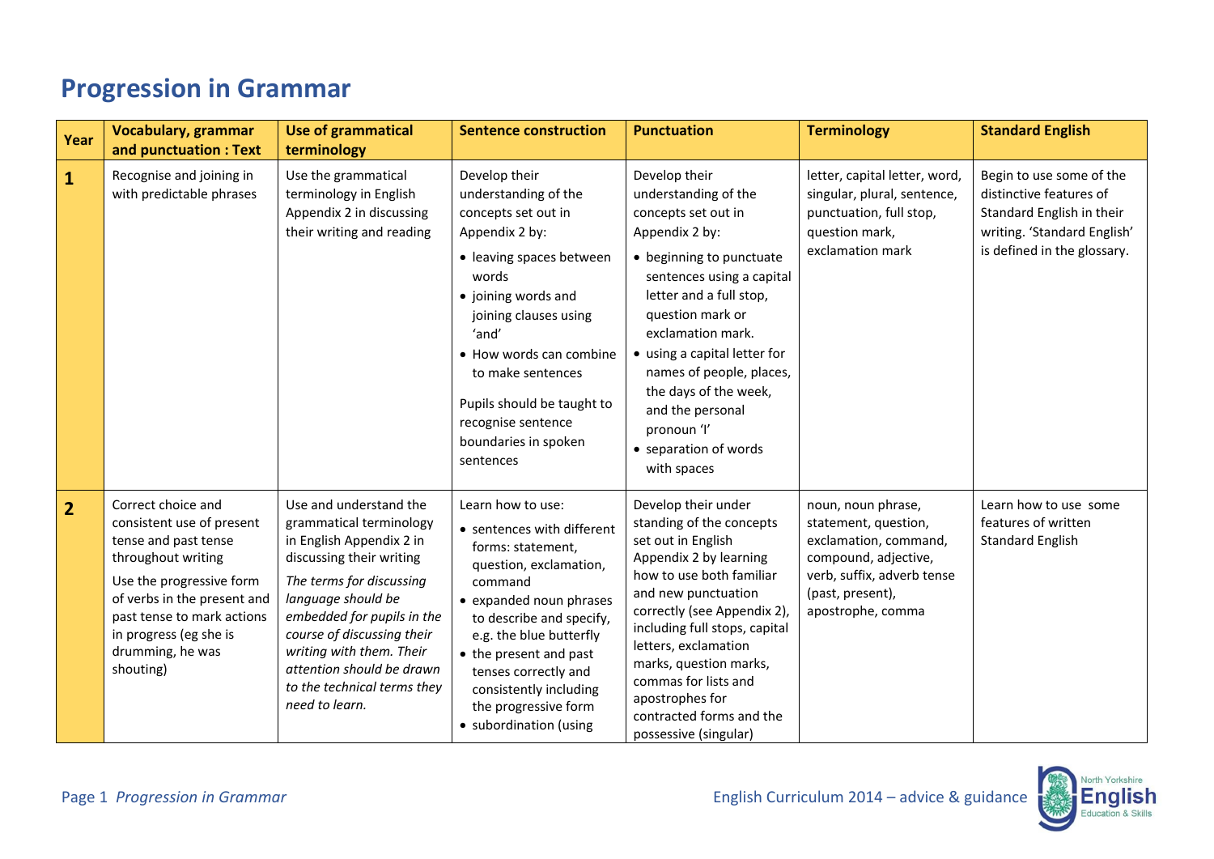# Progression in Grammar

| Year | Vocabulary, grammar and punctuation : Text | Use of grammatical terminology | Sentence construction | Punctuation | Terminology | Standard English |
|---|---|---|---|---|---|---|
| **1** | Recognise and joining in with predictable phrases | Use the grammatical terminology in English Appendix 2 in discussing their writing and reading | Develop their understanding of the concepts set out in Appendix 2 by: <br>• leaving spaces between words <br>• joining words and joining clauses using 'and' <br>• How words can combine to make sentences <br><br>Pupils should be taught to recognise sentence boundaries in spoken sentences | Develop their understanding of the concepts set out in Appendix 2 by: <br>• beginning to punctuate sentences using a capital letter and a full stop, question mark or exclamation mark. <br>• using a capital letter for names of people, places, the days of the week, and the personal pronoun 'I' <br>• separation of words with spaces | letter, capital letter, word, singular, plural, sentence, punctuation, full stop, question mark, exclamation mark | Begin to use some of the distinctive features of Standard English in their writing. 'Standard English' is defined in the glossary. |
| **2** | Correct choice and consistent use of present tense and past tense throughout writing <br><br>Use the progressive form of verbs in the present and past tense to mark actions in progress (eg she is drumming, he was shouting) | Use and understand the grammatical terminology in English Appendix 2 in discussing their writing <br><br>*The terms for discussing language should be embedded for pupils in the course of discussing their writing with them. Their attention should be drawn to the technical terms they need to learn.* | Learn how to use: <br>• sentences with different forms: statement, question, exclamation, command <br>• expanded noun phrases to describe and specify, e.g. the blue butterfly <br>• the present and past tenses correctly and consistently including the progressive form <br>• subordination (using | Develop their under standing of the concepts set out in English Appendix 2 by learning how to use both familiar and new punctuation correctly (see Appendix 2), including full stops, capital letters, exclamation marks, question marks, commas for lists and apostrophes for contracted forms and the possessive (singular) | noun, noun phrase, statement, question, exclamation, command, compound, adjective, verb, suffix, adverb tense (past, present), apostrophe, comma | Learn how to use some features of written Standard English |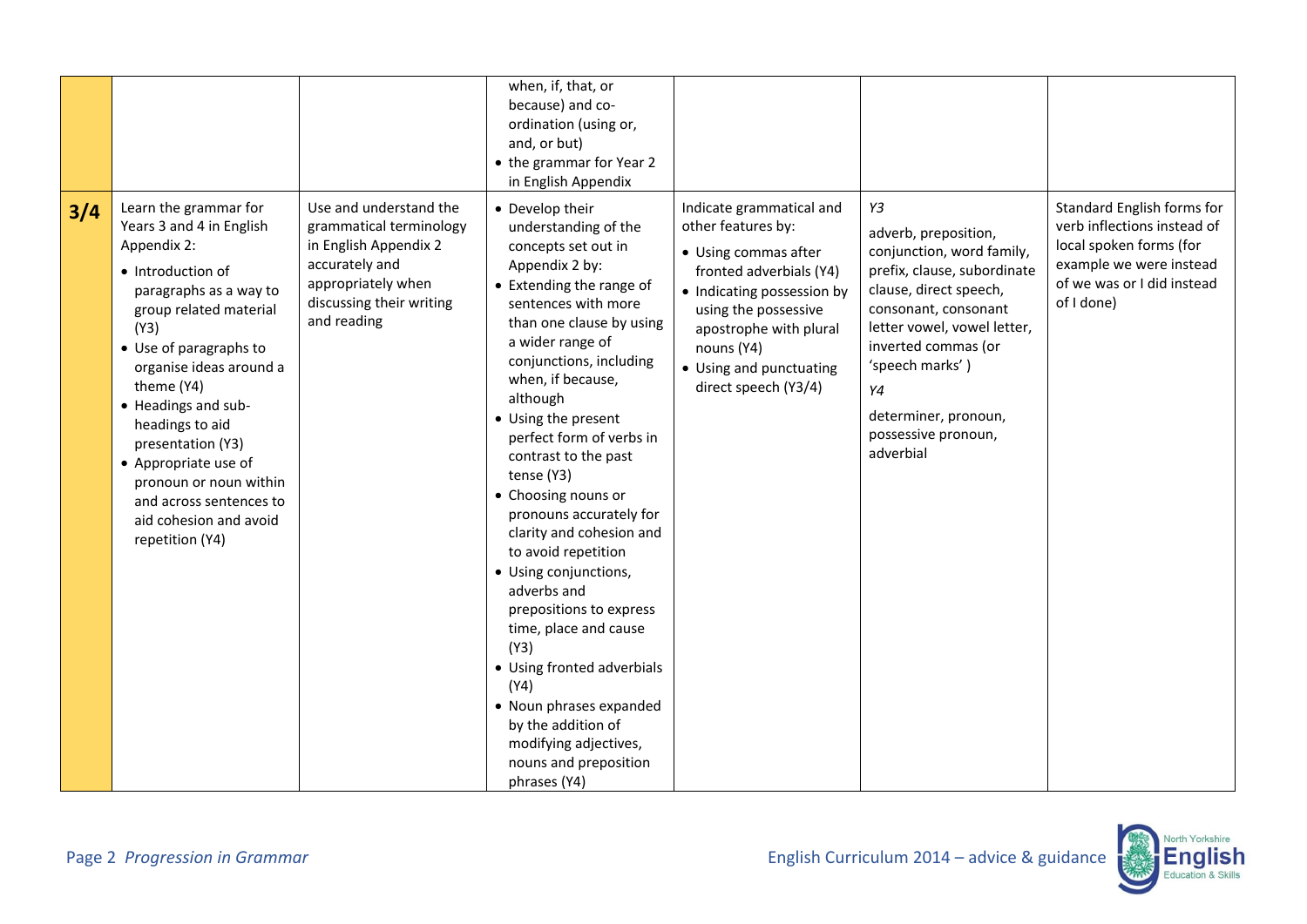| | | | | | | |
|---|---|---|---|---|---|---|
| | | | when, if, that, or because) and co-ordination (using or, and, or but)<br>• the grammar for Year 2 in English Appendix | | | |
| **3/4** | Learn the grammar for Years 3 and 4 in English Appendix 2:<br>• Introduction of paragraphs as a way to group related material (Y3)<br>• Use of paragraphs to organise ideas around a theme (Y4)<br>• Headings and sub-headings to aid presentation (Y3)<br>• Appropriate use of pronoun or noun within and across sentences to aid cohesion and avoid repetition (Y4) | Use and understand the grammatical terminology in English Appendix 2 accurately and appropriately when discussing their writing and reading | • Develop their understanding of the concepts set out in Appendix 2 by:<br>• Extending the range of sentences with more than one clause by using a wider range of conjunctions, including when, if because, although<br>• Using the present perfect form of verbs in contrast to the past tense (Y3)<br>• Choosing nouns or pronouns accurately for clarity and cohesion and to avoid repetition<br>• Using conjunctions, adverbs and prepositions to express time, place and cause (Y3)<br>• Using fronted adverbials (Y4)<br>• Noun phrases expanded by the addition of modifying adjectives, nouns and preposition phrases (Y4) | Indicate grammatical and other features by:<br>• Using commas after fronted adverbials (Y4)<br>• Indicating possession by using the possessive apostrophe with plural nouns (Y4)<br>• Using and punctuating direct speech (Y3/4) | *Y3*<br>adverb, preposition, conjunction, word family, prefix, clause, subordinate clause, direct speech, consonant, consonant letter vowel, vowel letter, inverted commas (or 'speech marks' )<br>*Y4*<br>determiner, pronoun, possessive pronoun, adverbial | Standard English forms for verb inflections instead of local spoken forms (for example we were instead of we was or I did instead of I done) |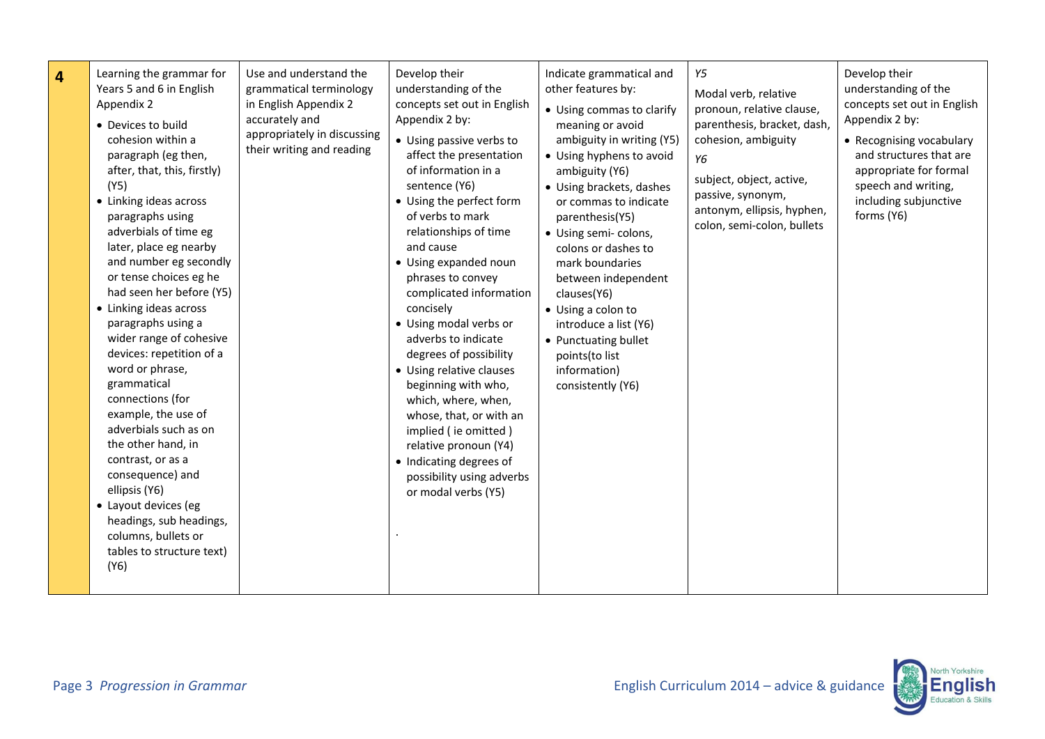| | | | | | | |
|---|---|---|---|---|---|---|
| **4** | Learning the grammar for Years 5 and 6 in English Appendix 2<br>• Devices to build cohesion within a paragraph (eg then, after, that, this, firstly) (Y5)<br>• Linking ideas across paragraphs using adverbials of time eg later, place eg nearby and number eg secondly or tense choices eg he had seen her before (Y5)<br>• Linking ideas across paragraphs using a wider range of cohesive devices: repetition of a word or phrase, grammatical connections (for example, the use of adverbials such as on the other hand, in contrast, or as a consequence) and ellipsis (Y6)<br>• Layout devices (eg headings, sub headings, columns, bullets or tables to structure text) (Y6) | Use and understand the grammatical terminology in English Appendix 2 accurately and appropriately in discussing their writing and reading | Develop their understanding of the concepts set out in English Appendix 2 by:<br>• Using passive verbs to affect the presentation of information in a sentence (Y6)<br>• Using the perfect form of verbs to mark relationships of time and cause<br>• Using expanded noun phrases to convey complicated information concisely<br>• Using modal verbs or adverbs to indicate degrees of possibility<br>• Using relative clauses beginning with who, which, where, when, whose, that, or with an implied ( ie omitted ) relative pronoun (Y4)<br>• Indicating degrees of possibility using adverbs or modal verbs (Y5)<br>. | Indicate grammatical and other features by:<br>• Using commas to clarify meaning or avoid ambiguity in writing (Y5)<br>• Using hyphens to avoid ambiguity (Y6)<br>• Using brackets, dashes or commas to indicate parenthesis(Y5)<br>• Using semi- colons, colons or dashes to mark boundaries between independent clauses(Y6)<br>• Using a colon to introduce a list (Y6)<br>• Punctuating bullet points(to list information) consistently (Y6) | *Y5*<br>Modal verb, relative pronoun, relative clause, parenthesis, bracket, dash, cohesion, ambiguity<br>*Y6*<br>subject, object, active, passive, synonym, antonym, ellipsis, hyphen, colon, semi-colon, bullets | Develop their understanding of the concepts set out in English Appendix 2 by:<br>• Recognising vocabulary and structures that are appropriate for formal speech and writing, including subjunctive forms (Y6) |